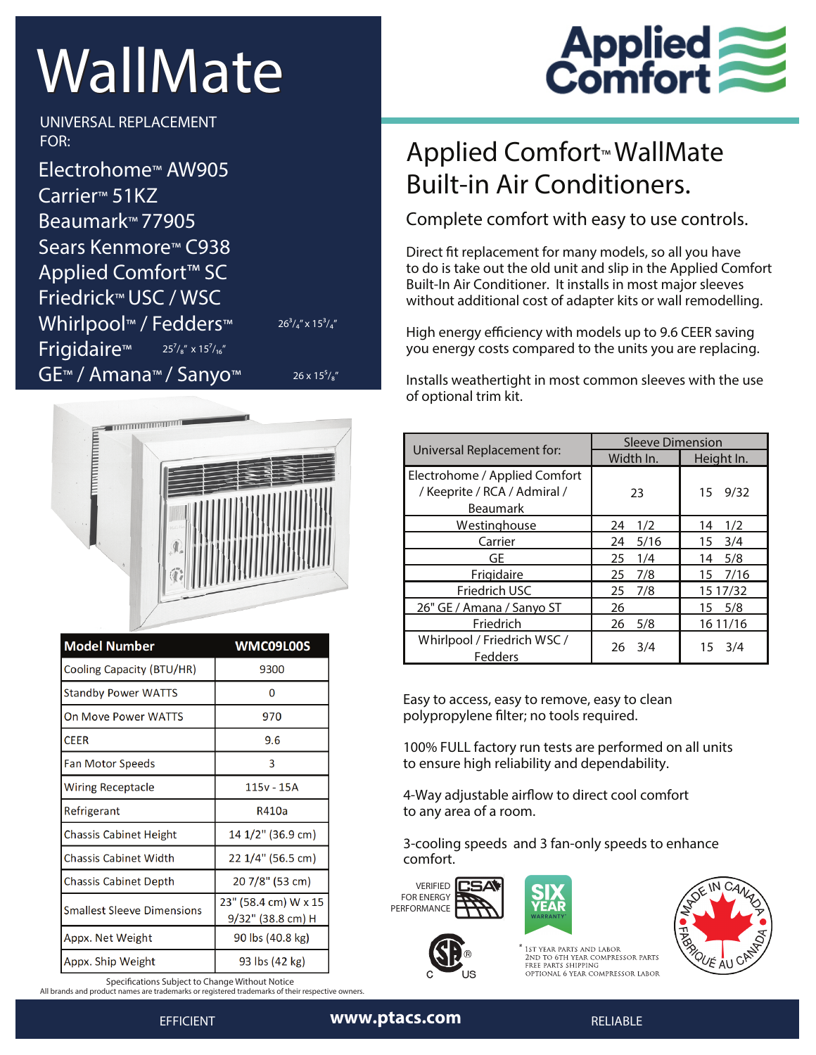# WallMate

UNIVERSAL REPLACEMENT FOR:

- Electrohome™ AW905
- Carrier™ 51KZ
- Beaumark™ 77905
- Sears Kenmore™ C938
- Applied Comfort™ SC
- Friedrick™ USC / WSC
- Whirlpool™ / Fedders™ 26 3/4" x 15 3/4"
- Frigidaire™ 25 7/8" x 15 7/16"
- GE™ / Amana™ / Sanyo™ 26 x 15 5/8"

Applied Comfort

## Applied Comfort™ WallMate Built-in Air Conditioners.

### Complete comfort with easy to use controls.

Direct fit replacement for many models, so all you have to do is take out the old unit and slip in the Applied Comfort Built-In Air Conditioner. It installs in most major sleeves without additional cost of adapter kits or wall remodelling.

High energy efficiency with models up to 9.6 CEER saving you energy costs compared to the units you are replacing.

Installs weathertight in most common sleeves with the use of optional trim kit.

| Universal Replacement for: | Sleeve Dimension | |
|---|---|---|
| | Width In. | Height In. |
| Electrohome / Applied Comfort / Keeprite / RCA / Admiral / Beaumark | 23 | 15 9/32 |
| Westinghouse | 24 1/2 | 14 1/2 |
| Carrier | 24 5/16 | 15 3/4 |
| GE | 25 1/4 | 14 5/8 |
| Frigidaire | 25 7/8 | 15 7/16 |
| Friedrich USC | 25 7/8 | 15 17/32 |
| 26" GE / Amana / Sanyo ST | 26 | 15 5/8 |
| Friedrich | 26 5/8 | 16 11/16 |
| Whirlpool / Friedrich WSC / Fedders | 26 3/4 | 15 3/4 |

| Model Number | WMC09L00S |
|---|---|
| Cooling Capacity (BTU/HR) | 9300 |
| Standby Power WATTS | 0 |
| On Move Power WATTS | 970 |
| CEER | 9.6 |
| Fan Motor Speeds | 3 |
| Wiring Receptacle | 115v - 15A |
| Refrigerant | R410a |
| Chassis Cabinet Height | 14 1/2" (36.9 cm) |
| Chassis Cabinet Width | 22 1/4" (56.5 cm) |
| Chassis Cabinet Depth | 20 7/8" (53 cm) |
| Smallest Sleeve Dimensions | 23" (58.4 cm) W x 15 9/32" (38.8 cm) H |
| Appx. Net Weight | 90 lbs (40.8 kg) |
| Appx. Ship Weight | 93 lbs (42 kg) |

Specifications Subject to Change Without Notice
All brands and product names are trademarks or registered trademarks of their respective owners.

Easy to access, easy to remove, easy to clean polypropylene filter; no tools required.

100% FULL factory run tests are performed on all units to ensure high reliability and dependability.

4-Way adjustable airflow to direct cool comfort to any area of a room.

3-cooling speeds and 3 fan-only speeds to enhance comfort.

VERIFIED FOR ENERGY PERFORMANCE CSA

SIX YEAR WARRANTY*

* 1ST YEAR PARTS AND LABOR
2ND TO 6TH YEAR COMPRESSOR PARTS
FREE PARTS SHIPPING
OPTIONAL 6 YEAR COMPRESSOR LABOR

MADE IN CANADA / FABRIQUÉ AU CANADA

EFFICIENT **www.ptacs.com** RELIABLE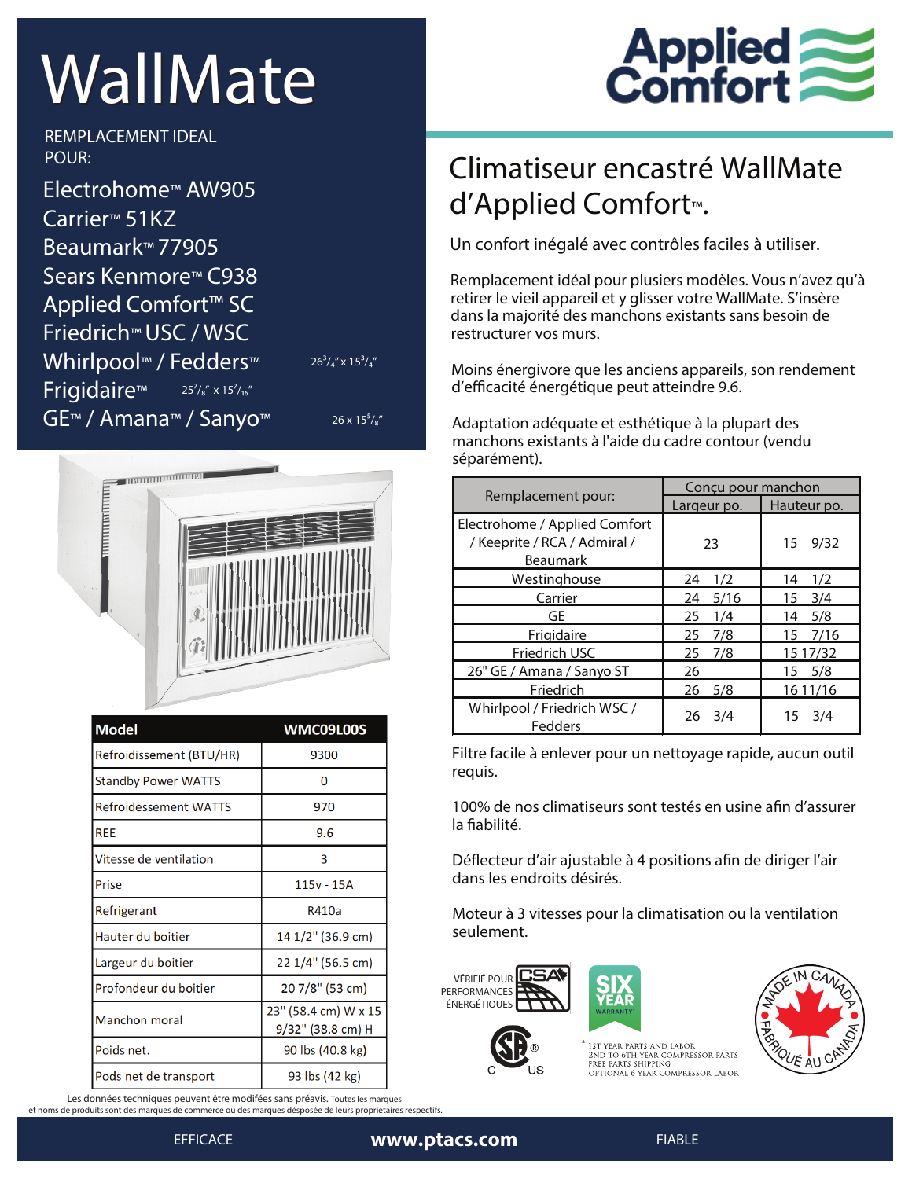# WallMate

REMPLACEMENT IDEAL POUR:

Electrohome™ AW905
Carrier™ 51KZ
Beaumark™ 77905
Sears Kenmore™ C938
Applied Comfort™ SC
Friedrich™ USC / WSC
Whirlpool™ / Fedders™ 26 3/4" x 15 3/4"
Frigidaire™ 25 7/8" x 15 7/16"
GE™ / Amana™ / Sanyo™ 26 x 15 5/8"

Applied Comfort

## Climatiseur encastré WallMate d'Applied Comfort™.

Un confort inégalé avec contrôles faciles à utiliser.

Remplacement idéal pour plusiers modèles. Vous n'avez qu'à retirer le vieil appareil et y glisser votre WallMate. S'insère dans la majorité des manchons existants sans besoin de restructurer vos murs.

Moins énergivore que les anciens appareils, son rendement d'efficacité énergétique peut atteindre 9.6.

Adaptation adéquate et esthétique à la plupart des manchons existants à l'aide du cadre contour (vendu séparément).

| Remplacement pour: | Conçu pour manchon | |
|---|---|---|
| | Largeur po. | Hauteur po. |
| Electrohome / Applied Comfort / Keeprite / RCA / Admiral / Beaumark | 23 | 15 9/32 |
| Westinghouse | 24 1/2 | 14 1/2 |
| Carrier | 24 5/16 | 15 3/4 |
| GE | 25 1/4 | 14 5/8 |
| Frigidaire | 25 7/8 | 15 7/16 |
| Friedrich USC | 25 7/8 | 15 17/32 |
| 26" GE / Amana / Sanyo ST | 26 | 15 5/8 |
| Friedrich | 26 5/8 | 16 11/16 |
| Whirlpool / Friedrich WSC / Fedders | 26 3/4 | 15 3/4 |

Filtre facile à enlever pour un nettoyage rapide, aucun outil requis.

100% de nos climatiseurs sont testés en usine afin d'assurer la fiabilité.

Déflecteur d'air ajustable à 4 positions afin de diriger l'air dans les endroits désirés.

Moteur à 3 vitesses pour la climatisation ou la ventilation seulement.

| Model | WMC09L00S |
|---|---|
| Refroidissement (BTU/HR) | 9300 |
| Standby Power WATTS | 0 |
| Refroidessement WATTS | 970 |
| REE | 9.6 |
| Vitesse de ventilation | 3 |
| Prise | 115v - 15A |
| Refrigerant | R410a |
| Hauter du boitier | 14 1/2" (36.9 cm) |
| Largeur du boitier | 22 1/4" (56.5 cm) |
| Profondeur du boitier | 20 7/8" (53 cm) |
| Manchon moral | 23" (58.4 cm) W x 15 9/32" (38.8 cm) H |
| Poids net. | 90 lbs (40.8 kg) |
| Pods net de transport | 93 lbs (42 kg) |

Les données techniques peuvent être modifées sans préavis. Toutes les marques et noms de produits sont des marques de commerce ou des marques désposée de leurs propriétaires respectifs.

VÉRIFIÉ POUR PERFORMANCES ÉNERGÉTIQUES CSA

C US

SIX YEAR WARRANTY*

* 1ST YEAR PARTS AND LABOR
2ND TO 6TH YEAR COMPRESSOR PARTS
FREE PARTS SHIPPING
OPTIONAL 6 YEAR COMPRESSOR LABOR

MADE IN CANADA · FABRIQUÉ AU CANADA

EFFICACE www.ptacs.com FIABLE